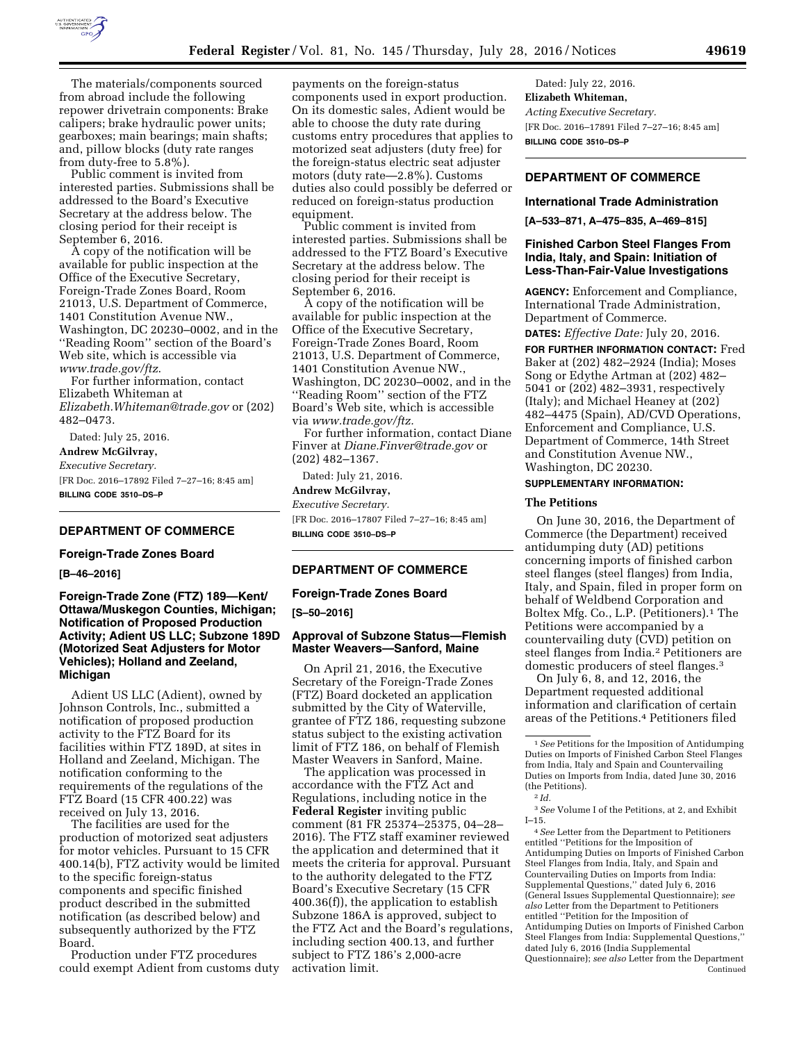The materials/components sourced from abroad include the following repower drivetrain components: Brake calipers; brake hydraulic power units; gearboxes; main bearings; main shafts; and, pillow blocks (duty rate ranges from duty-free to 5.8%).

Public comment is invited from interested parties. Submissions shall be addressed to the Board's Executive Secretary at the address below. The closing period for their receipt is September 6, 2016.

A copy of the notification will be available for public inspection at the Office of the Executive Secretary, Foreign-Trade Zones Board, Room 21013, U.S. Department of Commerce, 1401 Constitution Avenue NW., Washington, DC 20230–0002, and in the ''Reading Room'' section of the Board's Web site, which is accessible via *www.trade.gov/ftz*.

For further information, contact Elizabeth Whiteman at *Elizabeth.Whiteman@trade.gov* or (202) 482–0473.

Dated: July 25, 2016.

**Andrew McGilvray,**

*Executive Secretary.*

[FR Doc. 2016–17892 Filed 7–27–16; 8:45 am]

**BILLING CODE 3510–DS–P**

## DEPARTMENT OF COMMERCE

### Foreign-Trade Zones Board

**[B–46–2016]**

### Foreign-Trade Zone (FTZ) 189—Kent/Ottawa/Muskegon Counties, Michigan; Notification of Proposed Production Activity; Adient US LLC; Subzone 189D (Motorized Seat Adjusters for Motor Vehicles); Holland and Zeeland, Michigan

Adient US LLC (Adient), owned by Johnson Controls, Inc., submitted a notification of proposed production activity to the FTZ Board for its facilities within FTZ 189D, at sites in Holland and Zeeland, Michigan. The notification conforming to the requirements of the regulations of the FTZ Board (15 CFR 400.22) was received on July 13, 2016.

The facilities are used for the production of motorized seat adjusters for motor vehicles. Pursuant to 15 CFR 400.14(b), FTZ activity would be limited to the specific foreign-status components and specific finished product described in the submitted notification (as described below) and subsequently authorized by the FTZ Board.

Production under FTZ procedures could exempt Adient from customs duty payments on the foreign-status components used in export production. On its domestic sales, Adient would be able to choose the duty rate during customs entry procedures that applies to motorized seat adjusters (duty free) for the foreign-status electric seat adjuster motors (duty rate—2.8%). Customs duties also could possibly be deferred or reduced on foreign-status production equipment.

Public comment is invited from interested parties. Submissions shall be addressed to the FTZ Board's Executive Secretary at the address below. The closing period for their receipt is September 6, 2016.

A copy of the notification will be available for public inspection at the Office of the Executive Secretary, Foreign-Trade Zones Board, Room 21013, U.S. Department of Commerce, 1401 Constitution Avenue NW., Washington, DC 20230–0002, and in the ''Reading Room'' section of the FTZ Board's Web site, which is accessible via *www.trade.gov/ftz.*

For further information, contact Diane Finver at *Diane.Finver@trade.gov* or (202) 482–1367.

Dated: July 21, 2016.

**Andrew McGilvray,**

*Executive Secretary.*

[FR Doc. 2016–17807 Filed 7–27–16; 8:45 am]

**BILLING CODE 3510–DS–P**

## DEPARTMENT OF COMMERCE

### Foreign-Trade Zones Board

**[S–50–2016]**

### Approval of Subzone Status—Flemish Master Weavers—Sanford, Maine

On April 21, 2016, the Executive Secretary of the Foreign-Trade Zones (FTZ) Board docketed an application submitted by the City of Waterville, grantee of FTZ 186, requesting subzone status subject to the existing activation limit of FTZ 186, on behalf of Flemish Master Weavers in Sanford, Maine.

The application was processed in accordance with the FTZ Act and Regulations, including notice in the **Federal Register** inviting public comment (81 FR 25374–25375, 04–28–2016). The FTZ staff examiner reviewed the application and determined that it meets the criteria for approval. Pursuant to the authority delegated to the FTZ Board's Executive Secretary (15 CFR 400.36(f)), the application to establish Subzone 186A is approved, subject to the FTZ Act and the Board's regulations, including section 400.13, and further subject to FTZ 186's 2,000-acre activation limit.

Dated: July 22, 2016.

**Elizabeth Whiteman,**

*Acting Executive Secretary.*

[FR Doc. 2016–17891 Filed 7–27–16; 8:45 am]

**BILLING CODE 3510–DS–P**

## DEPARTMENT OF COMMERCE

### International Trade Administration

**[A–533–871, A–475–835, A–469–815]**

### Finished Carbon Steel Flanges From India, Italy, and Spain: Initiation of Less-Than-Fair-Value Investigations

**AGENCY:** Enforcement and Compliance, International Trade Administration, Department of Commerce.

**DATES:** *Effective Date:* July 20, 2016.

**FOR FURTHER INFORMATION CONTACT:** Fred Baker at (202) 482–2924 (India); Moses Song or Edythe Artman at (202) 482–5041 or (202) 482–3931, respectively (Italy); and Michael Heaney at (202) 482–4475 (Spain), AD/CVD Operations, Enforcement and Compliance, U.S. Department of Commerce, 14th Street and Constitution Avenue NW., Washington, DC 20230.

**SUPPLEMENTARY INFORMATION:**

#### The Petitions

On June 30, 2016, the Department of Commerce (the Department) received antidumping duty (AD) petitions concerning imports of finished carbon steel flanges (steel flanges) from India, Italy, and Spain, filed in proper form on behalf of Weldbend Corporation and Boltex Mfg. Co., L.P. (Petitioners).[1] The Petitions were accompanied by a countervailing duty (CVD) petition on steel flanges from India.[2] Petitioners are domestic producers of steel flanges.[3]

On July 6, 8, and 12, 2016, the Department requested additional information and clarification of certain areas of the Petitions.[4] Petitioners filed

---

[1] *See* Petitions for the Imposition of Antidumping Duties on Imports of Finished Carbon Steel Flanges from India, Italy and Spain and Countervailing Duties on Imports from India, dated June 30, 2016 (the Petitions).

[2] *Id.*

[3] *See* Volume I of the Petitions, at 2, and Exhibit I–15.

[4] *See* Letter from the Department to Petitioners entitled ''Petitions for the Imposition of Antidumping Duties on Imports of Finished Carbon Steel Flanges from India, Italy, and Spain and Countervailing Duties on Imports from India: Supplemental Questions,'' dated July 6, 2016 (General Issues Supplemental Questionnaire); *see also* Letter from the Department to Petitioners entitled ''Petition for the Imposition of Antidumping Duties on Imports of Finished Carbon Steel Flanges from India: Supplemental Questions,'' dated July 6, 2016 (India Supplemental Questionnaire); *see also* Letter from the Department

Continued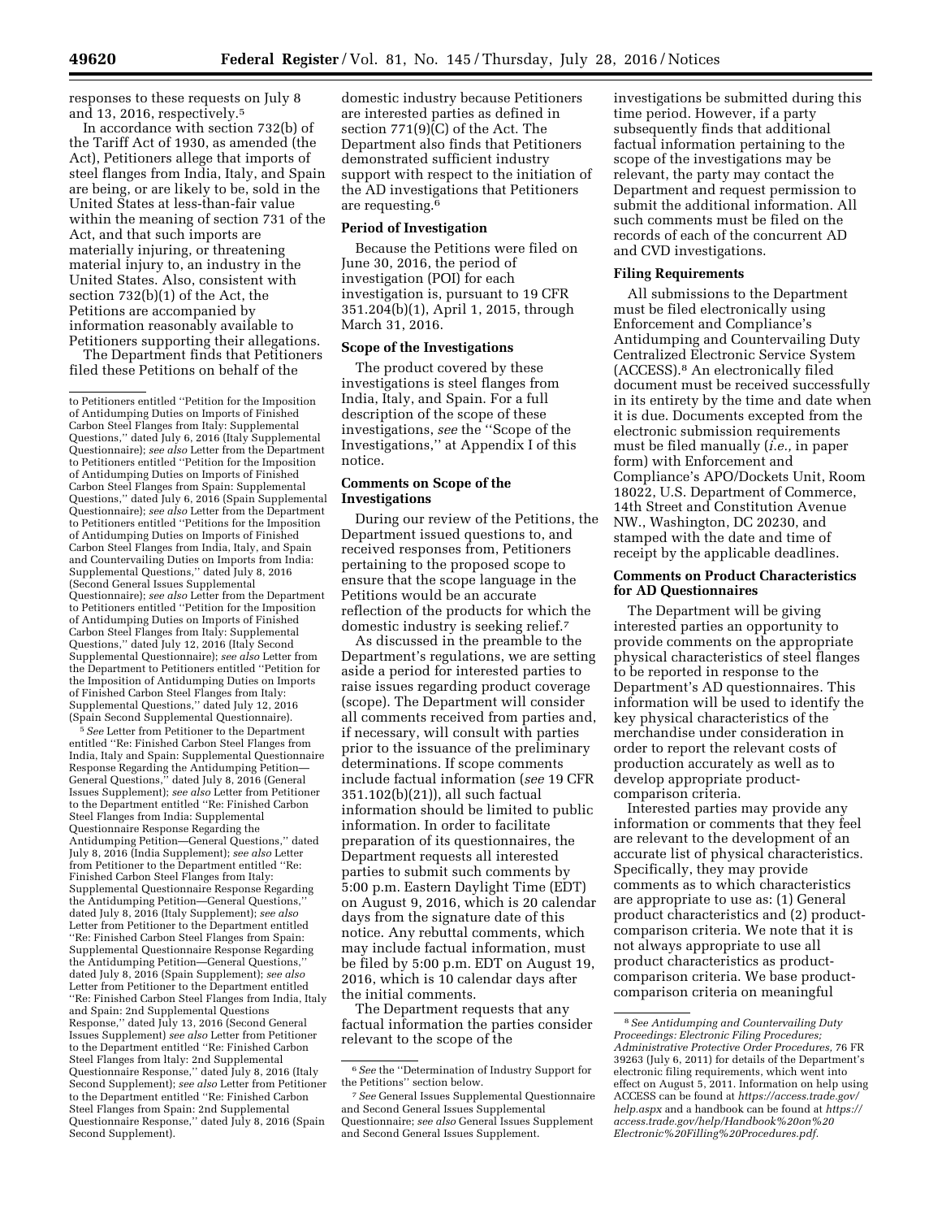responses to these requests on July 8 and 13, 2016, respectively.[5]

In accordance with section 732(b) of the Tariff Act of 1930, as amended (the Act), Petitioners allege that imports of steel flanges from India, Italy, and Spain are being, or are likely to be, sold in the United States at less-than-fair value within the meaning of section 731 of the Act, and that such imports are materially injuring, or threatening material injury to, an industry in the United States. Also, consistent with section 732(b)(1) of the Act, the Petitions are accompanied by information reasonably available to Petitioners supporting their allegations.

The Department finds that Petitioners filed these Petitions on behalf of the domestic industry because Petitioners are interested parties as defined in section 771(9)(C) of the Act. The Department also finds that Petitioners demonstrated sufficient industry support with respect to the initiation of the AD investigations that Petitioners are requesting.[6]

### Period of Investigation

Because the Petitions were filed on June 30, 2016, the period of investigation (POI) for each investigation is, pursuant to 19 CFR 351.204(b)(1), April 1, 2015, through March 31, 2016.

### Scope of the Investigations

The product covered by these investigations is steel flanges from India, Italy, and Spain. For a full description of the scope of these investigations, *see* the ''Scope of the Investigations,'' at Appendix I of this notice.

### Comments on Scope of the Investigations

During our review of the Petitions, the Department issued questions to, and received responses from, Petitioners pertaining to the proposed scope to ensure that the scope language in the Petitions would be an accurate reflection of the products for which the domestic industry is seeking relief.[7]

As discussed in the preamble to the Department's regulations, we are setting aside a period for interested parties to raise issues regarding product coverage (scope). The Department will consider all comments received from parties and, if necessary, will consult with parties prior to the issuance of the preliminary determinations. If scope comments include factual information (*see* 19 CFR 351.102(b)(21)), all such factual information should be limited to public information. In order to facilitate preparation of its questionnaires, the Department requests all interested parties to submit such comments by 5:00 p.m. Eastern Daylight Time (EDT) on August 9, 2016, which is 20 calendar days from the signature date of this notice. Any rebuttal comments, which may include factual information, must be filed by 5:00 p.m. EDT on August 19, 2016, which is 10 calendar days after the initial comments.

The Department requests that any factual information the parties consider relevant to the scope of the investigations be submitted during this time period. However, if a party subsequently finds that additional factual information pertaining to the scope of the investigations may be relevant, the party may contact the Department and request permission to submit the additional information. All such comments must be filed on the records of each of the concurrent AD and CVD investigations.

### Filing Requirements

All submissions to the Department must be filed electronically using Enforcement and Compliance's Antidumping and Countervailing Duty Centralized Electronic Service System (ACCESS).[8] An electronically filed document must be received successfully in its entirety by the time and date when it is due. Documents excepted from the electronic submission requirements must be filed manually (*i.e.,* in paper form) with Enforcement and Compliance's APO/Dockets Unit, Room 18022, U.S. Department of Commerce, 14th Street and Constitution Avenue NW., Washington, DC 20230, and stamped with the date and time of receipt by the applicable deadlines.

### Comments on Product Characteristics for AD Questionnaires

The Department will be giving interested parties an opportunity to provide comments on the appropriate physical characteristics of steel flanges to be reported in response to the Department's AD questionnaires. This information will be used to identify the key physical characteristics of the merchandise under consideration in order to report the relevant costs of production accurately as well as to develop appropriate product-comparison criteria.

Interested parties may provide any information or comments that they feel are relevant to the development of an accurate list of physical characteristics. Specifically, they may provide comments as to which characteristics are appropriate to use as: (1) General product characteristics and (2) product-comparison criteria. We note that it is not always appropriate to use all product characteristics as product-comparison criteria. We base product-comparison criteria on meaningful

---

to Petitioners entitled ''Petition for the Imposition of Antidumping Duties on Imports of Finished Carbon Steel Flanges from Italy: Supplemental Questions,'' dated July 6, 2016 (Italy Supplemental Questionnaire); *see also* Letter from the Department to Petitioners entitled ''Petition for the Imposition of Antidumping Duties on Imports of Finished Carbon Steel Flanges from Spain: Supplemental Questions,'' dated July 6, 2016 (Spain Supplemental Questionnaire); *see also* Letter from the Department to Petitioners entitled ''Petitions for the Imposition of Antidumping Duties on Imports of Finished Carbon Steel Flanges from India, Italy, and Spain and Countervailing Duties on Imports from India: Supplemental Questions,'' dated July 8, 2016 (Second General Issues Supplemental Questionnaire); *see also* Letter from the Department to Petitioners entitled ''Petition for the Imposition of Antidumping Duties on Imports of Finished Carbon Steel Flanges from Italy: Supplemental Questions,'' dated July 12, 2016 (Italy Second Supplemental Questionnaire); *see also* Letter from the Department to Petitioners entitled ''Petition for the Imposition of Antidumping Duties on Imports of Finished Carbon Steel Flanges from Italy: Supplemental Questions,'' dated July 12, 2016 (Spain Second Supplemental Questionnaire).

[5] *See* Letter from Petitioner to the Department entitled ''Re: Finished Carbon Steel Flanges from India, Italy and Spain: Supplemental Questionnaire Response Regarding the Antidumping Petition—General Questions,'' dated July 8, 2016 (General Issues Supplement); *see also* Letter from Petitioner to the Department entitled ''Re: Finished Carbon Steel Flanges from India: Supplemental Questionnaire Response Regarding the Antidumping Petition—General Questions,'' dated July 8, 2016 (India Supplement); *see also* Letter from Petitioner to the Department entitled ''Re: Finished Carbon Steel Flanges from Italy: Supplemental Questionnaire Response Regarding the Antidumping Petition—General Questions,'' dated July 8, 2016 (Italy Supplement); *see also* Letter from Petitioner to the Department entitled ''Re: Finished Carbon Steel Flanges from Spain: Supplemental Questionnaire Response Regarding the Antidumping Petition—General Questions,'' dated July 8, 2016 (Spain Supplement); *see also* Letter from Petitioner to the Department entitled ''Re: Finished Carbon Steel Flanges from India, Italy and Spain: 2nd Supplemental Questions Response,'' dated July 13, 2016 (Second General Issues Supplement) *see also* Letter from Petitioner to the Department entitled ''Re: Finished Carbon Steel Flanges from ltaly: 2nd Supplemental Questionnaire Response,'' dated July 8, 2016 (Italy Second Supplement); *see also* Letter from Petitioner to the Department entitled ''Re: Finished Carbon Steel Flanges from Spain: 2nd Supplemental Questionnaire Response,'' dated July 8, 2016 (Spain Second Supplement).

[6] *See* the ''Determination of Industry Support for the Petitions'' section below.

[7] *See* General Issues Supplemental Questionnaire and Second General Issues Supplemental Questionnaire; *see also* General Issues Supplement and Second General Issues Supplement.

[8] *See Antidumping and Countervailing Duty Proceedings: Electronic Filing Procedures; Administrative Protective Order Procedures,* 76 FR 39263 (July 6, 2011) for details of the Department's electronic filing requirements, which went into effect on August 5, 2011. Information on help using ACCESS can be found at *https://access.trade.gov/help.aspx* and a handbook can be found at *https://access.trade.gov/help/Handbook%20on%20Electronic%20Filling%20Procedures.pdf.*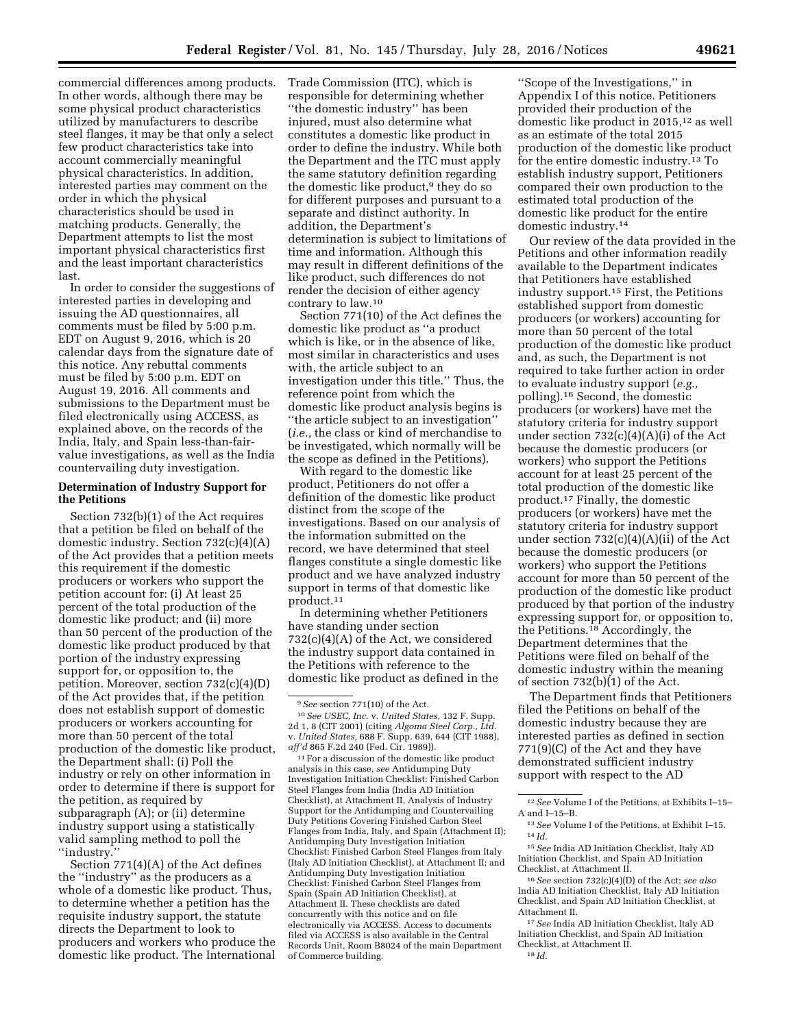commercial differences among products. In other words, although there may be some physical product characteristics utilized by manufacturers to describe steel flanges, it may be that only a select few product characteristics take into account commercially meaningful physical characteristics. In addition, interested parties may comment on the order in which the physical characteristics should be used in matching products. Generally, the Department attempts to list the most important physical characteristics first and the least important characteristics last.

In order to consider the suggestions of interested parties in developing and issuing the AD questionnaires, all comments must be filed by 5:00 p.m. EDT on August 9, 2016, which is 20 calendar days from the signature date of this notice. Any rebuttal comments must be filed by 5:00 p.m. EDT on August 19, 2016. All comments and submissions to the Department must be filed electronically using ACCESS, as explained above, on the records of the India, Italy, and Spain less-than-fair-value investigations, as well as the India countervailing duty investigation.

**Determination of Industry Support for the Petitions**

Section 732(b)(1) of the Act requires that a petition be filed on behalf of the domestic industry. Section 732(c)(4)(A) of the Act provides that a petition meets this requirement if the domestic producers or workers who support the petition account for: (i) At least 25 percent of the total production of the domestic like product; and (ii) more than 50 percent of the production of the domestic like product produced by that portion of the industry expressing support for, or opposition to, the petition. Moreover, section 732(c)(4)(D) of the Act provides that, if the petition does not establish support of domestic producers or workers accounting for more than 50 percent of the total production of the domestic like product, the Department shall: (i) Poll the industry or rely on other information in order to determine if there is support for the petition, as required by subparagraph (A); or (ii) determine industry support using a statistically valid sampling method to poll the ''industry.''

Section 771(4)(A) of the Act defines the ''industry'' as the producers as a whole of a domestic like product. Thus, to determine whether a petition has the requisite industry support, the statute directs the Department to look to producers and workers who produce the domestic like product. The International Trade Commission (ITC), which is responsible for determining whether ''the domestic industry'' has been injured, must also determine what constitutes a domestic like product in order to define the industry. While both the Department and the ITC must apply the same statutory definition regarding the domestic like product,[9] they do so for different purposes and pursuant to a separate and distinct authority. In addition, the Department's determination is subject to limitations of time and information. Although this may result in different definitions of the like product, such differences do not render the decision of either agency contrary to law.[10]

Section 771(10) of the Act defines the domestic like product as ''a product which is like, or in the absence of like, most similar in characteristics and uses with, the article subject to an investigation under this title.'' Thus, the reference point from which the domestic like product analysis begins is ''the article subject to an investigation'' (*i.e.,* the class or kind of merchandise to be investigated, which normally will be the scope as defined in the Petitions).

With regard to the domestic like product, Petitioners do not offer a definition of the domestic like product distinct from the scope of the investigations. Based on our analysis of the information submitted on the record, we have determined that steel flanges constitute a single domestic like product and we have analyzed industry support in terms of that domestic like product.[11]

In determining whether Petitioners have standing under section 732(c)(4)(A) of the Act, we considered the industry support data contained in the Petitions with reference to the domestic like product as defined in the ''Scope of the Investigations,'' in Appendix I of this notice. Petitioners provided their production of the domestic like product in 2015,[12] as well as an estimate of the total 2015 production of the domestic like product for the entire domestic industry.[13] To establish industry support, Petitioners compared their own production to the estimated total production of the domestic like product for the entire domestic industry.[14]

Our review of the data provided in the Petitions and other information readily available to the Department indicates that Petitioners have established industry support.[15] First, the Petitions established support from domestic producers (or workers) accounting for more than 50 percent of the total production of the domestic like product and, as such, the Department is not required to take further action in order to evaluate industry support (*e.g.,* polling).[16] Second, the domestic producers (or workers) have met the statutory criteria for industry support under section 732(c)(4)(A)(i) of the Act because the domestic producers (or workers) who support the Petitions account for at least 25 percent of the total production of the domestic like product.[17] Finally, the domestic producers (or workers) have met the statutory criteria for industry support under section 732(c)(4)(A)(ii) of the Act because the domestic producers (or workers) who support the Petitions account for more than 50 percent of the production of the domestic like product produced by that portion of the industry expressing support for, or opposition to, the Petitions.[18] Accordingly, the Department determines that the Petitions were filed on behalf of the domestic industry within the meaning of section 732(b)(1) of the Act.

The Department finds that Petitioners filed the Petitions on behalf of the domestic industry because they are interested parties as defined in section 771(9)(C) of the Act and they have demonstrated sufficient industry support with respect to the AD

---

[9] *See* section 771(10) of the Act.

[10] *See USEC, Inc.* v. *United States,* 132 F. Supp. 2d 1, 8 (CIT 2001) (citing *Algoma Steel Corp., Ltd.* v. *United States,* 688 F. Supp. 639, 644 (CIT 1988), *aff'd* 865 F.2d 240 (Fed. Cir. 1989)).

[11] For a discussion of the domestic like product analysis in this case, *see* Antidumping Duty Investigation Initiation Checklist: Finished Carbon Steel Flanges from India (India AD Initiation Checklist), at Attachment II, Analysis of Industry Support for the Antidumping and Countervailing Duty Petitions Covering Finished Carbon Steel Flanges from India, Italy, and Spain (Attachment II); Antidumping Duty Investigation Initiation Checklist: Finished Carbon Steel Flanges from Italy (Italy AD Initiation Checklist), at Attachment II; and Antidumping Duty Investigation Initiation Checklist: Finished Carbon Steel Flanges from Spain (Spain AD Initiation Checklist), at Attachment II. These checklists are dated concurrently with this notice and on file electronically via ACCESS. Access to documents filed via ACCESS is also available in the Central Records Unit, Room B8024 of the main Department of Commerce building.

[12] *See* Volume I of the Petitions, at Exhibits I–15–A and I–15–B.

[13] *See* Volume I of the Petitions, at Exhibit I–15.

[14] *Id.*

[15] *See* India AD Initiation Checklist, Italy AD Initiation Checklist, and Spain AD Initiation Checklist, at Attachment II.

[16] *See* section 732(c)(4)(D) of the Act; *see also* India AD Initiation Checklist, Italy AD Initiation Checklist, and Spain AD Initiation Checklist, at Attachment II.

[17] *See* India AD Initiation Checklist, Italy AD Initiation Checklist, and Spain AD Initiation Checklist, at Attachment II.

[18] *Id.*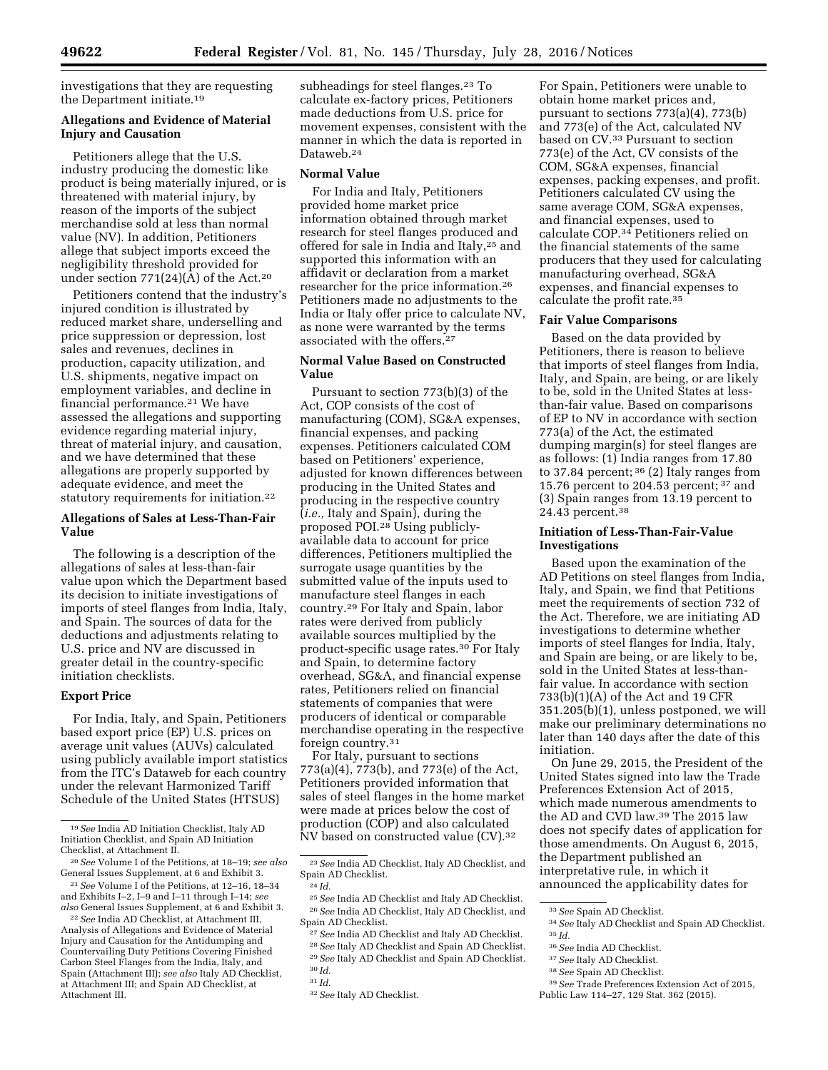investigations that they are requesting the Department initiate.[19]

### Allegations and Evidence of Material Injury and Causation

Petitioners allege that the U.S. industry producing the domestic like product is being materially injured, or is threatened with material injury, by reason of the imports of the subject merchandise sold at less than normal value (NV). In addition, Petitioners allege that subject imports exceed the negligibility threshold provided for under section 771(24)(A) of the Act.[20]

Petitioners contend that the industry's injured condition is illustrated by reduced market share, underselling and price suppression or depression, lost sales and revenues, declines in production, capacity utilization, and U.S. shipments, negative impact on employment variables, and decline in financial performance.[21] We have assessed the allegations and supporting evidence regarding material injury, threat of material injury, and causation, and we have determined that these allegations are properly supported by adequate evidence, and meet the statutory requirements for initiation.[22]

### Allegations of Sales at Less-Than-Fair Value

The following is a description of the allegations of sales at less-than-fair value upon which the Department based its decision to initiate investigations of imports of steel flanges from India, Italy, and Spain. The sources of data for the deductions and adjustments relating to U.S. price and NV are discussed in greater detail in the country-specific initiation checklists.

### Export Price

For India, Italy, and Spain, Petitioners based export price (EP) U.S. prices on average unit values (AUVs) calculated using publicly available import statistics from the ITC's Dataweb for each country under the relevant Harmonized Tariff Schedule of the United States (HTSUS) subheadings for steel flanges.[23] To calculate ex-factory prices, Petitioners made deductions from U.S. price for movement expenses, consistent with the manner in which the data is reported in Dataweb.[24]

### Normal Value

For India and Italy, Petitioners provided home market price information obtained through market research for steel flanges produced and offered for sale in India and Italy,[25] and supported this information with an affidavit or declaration from a market researcher for the price information.[26] Petitioners made no adjustments to the India or Italy offer price to calculate NV, as none were warranted by the terms associated with the offers.[27]

### Normal Value Based on Constructed Value

Pursuant to section 773(b)(3) of the Act, COP consists of the cost of manufacturing (COM), SG&A expenses, financial expenses, and packing expenses. Petitioners calculated COM based on Petitioners' experience, adjusted for known differences between producing in the United States and producing in the respective country (*i.e.,* Italy and Spain), during the proposed POI.[28] Using publicly-available data to account for price differences, Petitioners multiplied the surrogate usage quantities by the submitted value of the inputs used to manufacture steel flanges in each country.[29] For Italy and Spain, labor rates were derived from publicly available sources multiplied by the product-specific usage rates.[30] For Italy and Spain, to determine factory overhead, SG&A, and financial expense rates, Petitioners relied on financial statements of companies that were producers of identical or comparable merchandise operating in the respective foreign country.[31]

For Italy, pursuant to sections 773(a)(4), 773(b), and 773(e) of the Act, Petitioners provided information that sales of steel flanges in the home market were made at prices below the cost of production (COP) and also calculated NV based on constructed value (CV).[32]

For Spain, Petitioners were unable to obtain home market prices and, pursuant to sections 773(a)(4), 773(b) and 773(e) of the Act, calculated NV based on CV.[33] Pursuant to section 773(e) of the Act, CV consists of the COM, SG&A expenses, financial expenses, packing expenses, and profit. Petitioners calculated CV using the same average COM, SG&A expenses, and financial expenses, used to calculate COP.[34] Petitioners relied on the financial statements of the same producers that they used for calculating manufacturing overhead, SG&A expenses, and financial expenses to calculate the profit rate.[35]

### Fair Value Comparisons

Based on the data provided by Petitioners, there is reason to believe that imports of steel flanges from India, Italy, and Spain, are being, or are likely to be, sold in the United States at less-than-fair value. Based on comparisons of EP to NV in accordance with section 773(a) of the Act, the estimated dumping margin(s) for steel flanges are as follows: (1) India ranges from 17.80 to 37.84 percent;[36] (2) Italy ranges from 15.76 percent to 204.53 percent;[37] and (3) Spain ranges from 13.19 percent to 24.43 percent.[38]

### Initiation of Less-Than-Fair-Value Investigations

Based upon the examination of the AD Petitions on steel flanges from India, Italy, and Spain, we find that Petitions meet the requirements of section 732 of the Act. Therefore, we are initiating AD investigations to determine whether imports of steel flanges for India, Italy, and Spain are being, or are likely to be, sold in the United States at less-than-fair value. In accordance with section 733(b)(1)(A) of the Act and 19 CFR 351.205(b)(1), unless postponed, we will make our preliminary determinations no later than 140 days after the date of this initiation.

On June 29, 2015, the President of the United States signed into law the Trade Preferences Extension Act of 2015, which made numerous amendments to the AD and CVD law.[39] The 2015 law does not specify dates of application for those amendments. On August 6, 2015, the Department published an interpretative rule, in which it announced the applicability dates for

---

[19] *See* India AD Initiation Checklist, Italy AD Initiation Checklist, and Spain AD Initiation Checklist, at Attachment II.

[20] *See* Volume I of the Petitions, at 18–19; *see also* General Issues Supplement, at 6 and Exhibit 3.

[21] *See* Volume I of the Petitions, at 12–16, 18–34 and Exhibits I–2, I–9 and I–11 through I–14; *see also* General Issues Supplement, at 6 and Exhibit 3.

[22] *See* India AD Checklist, at Attachment III, Analysis of Allegations and Evidence of Material Injury and Causation for the Antidumping and Countervailing Duty Petitions Covering Finished Carbon Steel Flanges from the India, Italy, and Spain (Attachment III); *see also* Italy AD Checklist, at Attachment III; and Spain AD Checklist, at Attachment III.

[23] *See* India AD Checklist, Italy AD Checklist, and Spain AD Checklist.

[24] *Id.*

[25] *See* India AD Checklist and Italy AD Checklist.

[26] *See* India AD Checklist, Italy AD Checklist, and Spain AD Checklist.

[27] *See* India AD Checklist and Italy AD Checklist.

[28] *See* Italy AD Checklist and Spain AD Checklist.

[29] *See* Italy AD Checklist and Spain AD Checklist.

[30] *Id.*

[31] *Id.*

[32] *See* Italy AD Checklist.

[33] *See* Spain AD Checklist.

[34] *See* Italy AD Checklist and Spain AD Checklist.

[35] *Id.*

[36] *See* India AD Checklist.

[37] *See* Italy AD Checklist.

[38] *See* Spain AD Checklist.

[39] *See* Trade Preferences Extension Act of 2015, Public Law 114–27, 129 Stat. 362 (2015).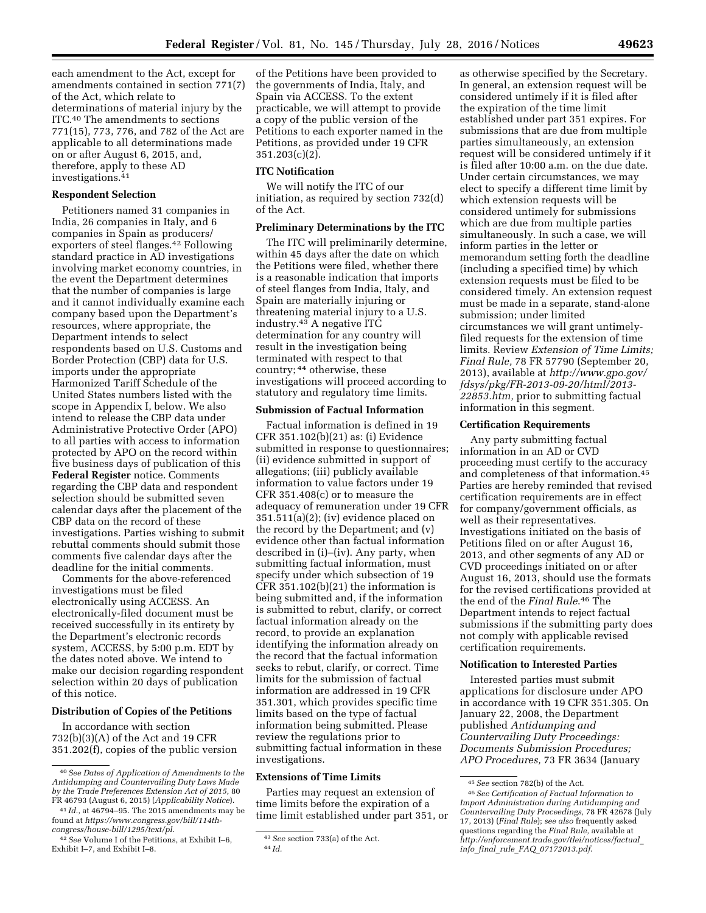each amendment to the Act, except for amendments contained in section 771(7) of the Act, which relate to determinations of material injury by the ITC.[40] The amendments to sections 771(15), 773, 776, and 782 of the Act are applicable to all determinations made on or after August 6, 2015, and, therefore, apply to these AD investigations.[41]

**Respondent Selection**

Petitioners named 31 companies in India, 26 companies in Italy, and 6 companies in Spain as producers/exporters of steel flanges.[42] Following standard practice in AD investigations involving market economy countries, in the event the Department determines that the number of companies is large and it cannot individually examine each company based upon the Department's resources, where appropriate, the Department intends to select respondents based on U.S. Customs and Border Protection (CBP) data for U.S. imports under the appropriate Harmonized Tariff Schedule of the United States numbers listed with the scope in Appendix I, below. We also intend to release the CBP data under Administrative Protective Order (APO) to all parties with access to information protected by APO on the record within five business days of publication of this **Federal Register** notice. Comments regarding the CBP data and respondent selection should be submitted seven calendar days after the placement of the CBP data on the record of these investigations. Parties wishing to submit rebuttal comments should submit those comments five calendar days after the deadline for the initial comments.

Comments for the above-referenced investigations must be filed electronically using ACCESS. An electronically-filed document must be received successfully in its entirety by the Department's electronic records system, ACCESS, by 5:00 p.m. EDT by the dates noted above. We intend to make our decision regarding respondent selection within 20 days of publication of this notice.

**Distribution of Copies of the Petitions**

In accordance with section 732(b)(3)(A) of the Act and 19 CFR 351.202(f), copies of the public version of the Petitions have been provided to the governments of India, Italy, and Spain via ACCESS. To the extent practicable, we will attempt to provide a copy of the public version of the Petitions to each exporter named in the Petitions, as provided under 19 CFR 351.203(c)(2).

**ITC Notification**

We will notify the ITC of our initiation, as required by section 732(d) of the Act.

**Preliminary Determinations by the ITC**

The ITC will preliminarily determine, within 45 days after the date on which the Petitions were filed, whether there is a reasonable indication that imports of steel flanges from India, Italy, and Spain are materially injuring or threatening material injury to a U.S. industry.[43] A negative ITC determination for any country will result in the investigation being terminated with respect to that country;[44] otherwise, these investigations will proceed according to statutory and regulatory time limits.

**Submission of Factual Information**

Factual information is defined in 19 CFR 351.102(b)(21) as: (i) Evidence submitted in response to questionnaires; (ii) evidence submitted in support of allegations; (iii) publicly available information to value factors under 19 CFR 351.408(c) or to measure the adequacy of remuneration under 19 CFR 351.511(a)(2); (iv) evidence placed on the record by the Department; and (v) evidence other than factual information described in (i)–(iv). Any party, when submitting factual information, must specify under which subsection of 19 CFR 351.102(b)(21) the information is being submitted and, if the information is submitted to rebut, clarify, or correct factual information already on the record, to provide an explanation identifying the information already on the record that the factual information seeks to rebut, clarify, or correct. Time limits for the submission of factual information are addressed in 19 CFR 351.301, which provides specific time limits based on the type of factual information being submitted. Please review the regulations prior to submitting factual information in these investigations.

**Extensions of Time Limits**

Parties may request an extension of time limits before the expiration of a time limit established under part 351, or as otherwise specified by the Secretary. In general, an extension request will be considered untimely if it is filed after the expiration of the time limit established under part 351 expires. For submissions that are due from multiple parties simultaneously, an extension request will be considered untimely if it is filed after 10:00 a.m. on the due date. Under certain circumstances, we may elect to specify a different time limit by which extension requests will be considered untimely for submissions which are due from multiple parties simultaneously. In such a case, we will inform parties in the letter or memorandum setting forth the deadline (including a specified time) by which extension requests must be filed to be considered timely. An extension request must be made in a separate, stand-alone submission; under limited circumstances we will grant untimely-filed requests for the extension of time limits. Review *Extension of Time Limits; Final Rule,* 78 FR 57790 (September 20, 2013), available at *http://www.gpo.gov/fdsys/pkg/FR-2013-09-20/html/2013-22853.htm,* prior to submitting factual information in this segment.

**Certification Requirements**

Any party submitting factual information in an AD or CVD proceeding must certify to the accuracy and completeness of that information.[45] Parties are hereby reminded that revised certification requirements are in effect for company/government officials, as well as their representatives. Investigations initiated on the basis of Petitions filed on or after August 16, 2013, and other segments of any AD or CVD proceedings initiated on or after August 16, 2013, should use the formats for the revised certifications provided at the end of the *Final Rule*.[46] The Department intends to reject factual submissions if the submitting party does not comply with applicable revised certification requirements.

**Notification to Interested Parties**

Interested parties must submit applications for disclosure under APO in accordance with 19 CFR 351.305. On January 22, 2008, the Department published *Antidumping and Countervailing Duty Proceedings: Documents Submission Procedures; APO Procedures,* 73 FR 3634 (January

---

[40] *See Dates of Application of Amendments to the Antidumping and Countervailing Duty Laws Made by the Trade Preferences Extension Act of 2015,* 80 FR 46793 (August 6, 2015) (*Applicability Notice*).

[41] *Id.,* at 46794–95. The 2015 amendments may be found at *https://www.congress.gov/bill/114th-congress/house-bill/1295/text/pl.*

[42] *See* Volume I of the Petitions, at Exhibit I–6, Exhibit I–7, and Exhibit I–8.

[43] *See* section 733(a) of the Act.

[44] *Id.*

[45] *See* section 782(b) of the Act.

[46] *See Certification of Factual Information to Import Administration during Antidumping and Countervailing Duty Proceedings,* 78 FR 42678 (July 17, 2013) (*Final Rule*); *see also* frequently asked questions regarding the *Final Rule,* available at *http://enforcement.trade.gov/tlei/notices/factual_info_final_rule_FAQ_07172013.pdf.*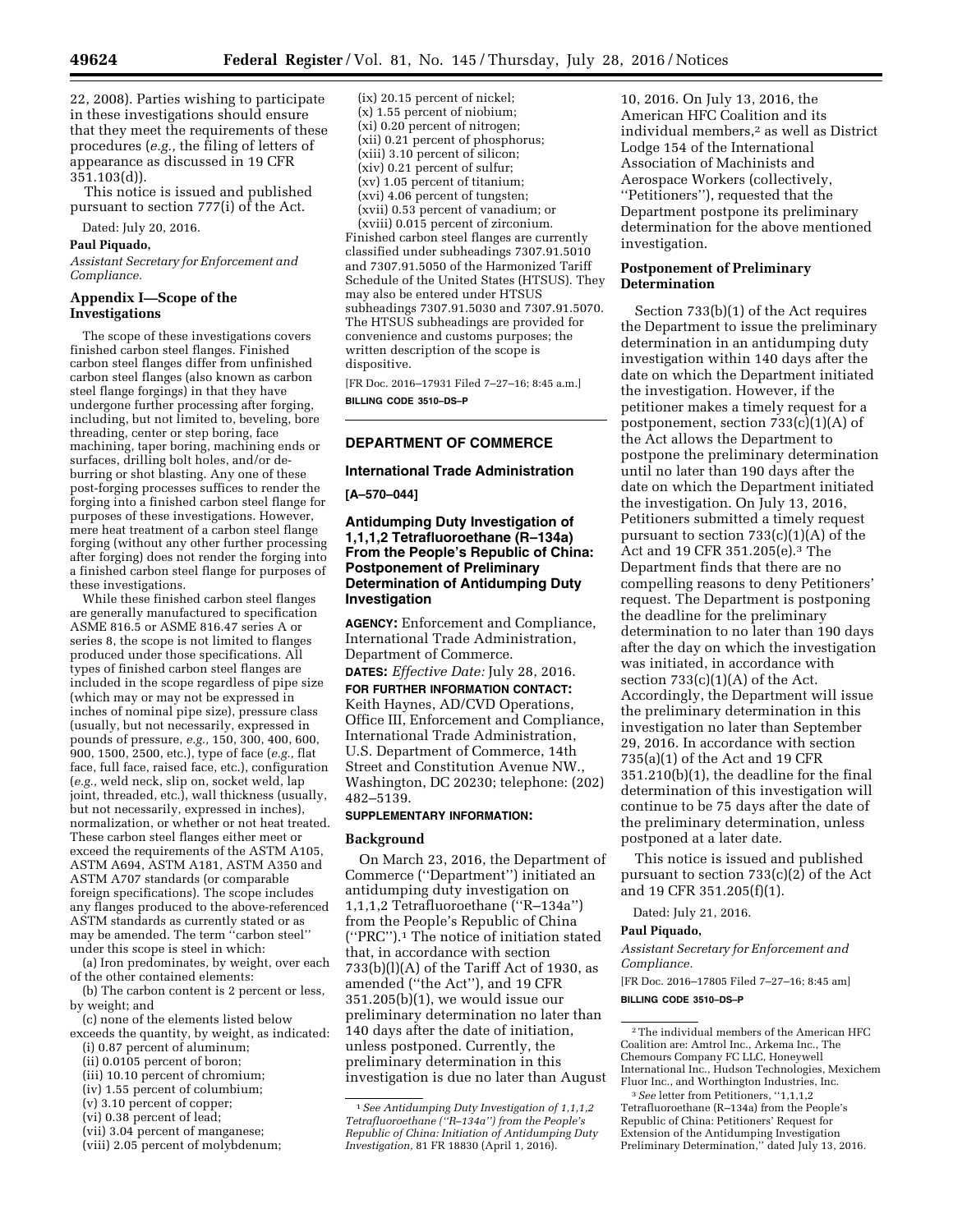22, 2008). Parties wishing to participate in these investigations should ensure that they meet the requirements of these procedures (*e.g.,* the filing of letters of appearance as discussed in 19 CFR 351.103(d)).

This notice is issued and published pursuant to section 777(i) of the Act.

Dated: July 20, 2016.

**Paul Piquado,**

*Assistant Secretary for Enforcement and Compliance.*

## Appendix I—Scope of the Investigations

The scope of these investigations covers finished carbon steel flanges. Finished carbon steel flanges differ from unfinished carbon steel flanges (also known as carbon steel flange forgings) in that they have undergone further processing after forging, including, but not limited to, beveling, bore threading, center or step boring, face machining, taper boring, machining ends or surfaces, drilling bolt holes, and/or de-burring or shot blasting. Any one of these post-forging processes suffices to render the forging into a finished carbon steel flange for purposes of these investigations. However, mere heat treatment of a carbon steel flange forging (without any other further processing after forging) does not render the forging into a finished carbon steel flange for purposes of these investigations.

While these finished carbon steel flanges are generally manufactured to specification ASME 816.5 or ASME 816.47 series A or series 8, the scope is not limited to flanges produced under those specifications. All types of finished carbon steel flanges are included in the scope regardless of pipe size (which may or may not be expressed in inches of nominal pipe size), pressure class (usually, but not necessarily, expressed in pounds of pressure, *e.g.,* 150, 300, 400, 600, 900, 1500, 2500, etc.), type of face (*e.g.,* flat face, full face, raised face, etc.), configuration (*e.g.,* weld neck, slip on, socket weld, lap joint, threaded, etc.), wall thickness (usually, but not necessarily, expressed in inches), normalization, or whether or not heat treated. These carbon steel flanges either meet or exceed the requirements of the ASTM A105, ASTM A694, ASTM A181, ASTM A350 and ASTM A707 standards (or comparable foreign specifications). The scope includes any flanges produced to the above-referenced ASTM standards as currently stated or as may be amended. The term ''carbon steel'' under this scope is steel in which:

(a) Iron predominates, by weight, over each of the other contained elements:

(b) The carbon content is 2 percent or less, by weight; and

(c) none of the elements listed below exceeds the quantity, by weight, as indicated:

(i) 0.87 percent of aluminum;
(ii) 0.0105 percent of boron;
(iii) 10.10 percent of chromium;
(iv) 1.55 percent of columbium;
(v) 3.10 percent of copper;
(vi) 0.38 percent of lead;
(vii) 3.04 percent of manganese;
(viii) 2.05 percent of molybdenum;
(ix) 20.15 percent of nickel;
(x) 1.55 percent of niobium;
(xi) 0.20 percent of nitrogen;
(xii) 0.21 percent of phosphorus;
(xiii) 3.10 percent of silicon;
(xiv) 0.21 percent of sulfur;
(xv) 1.05 percent of titanium;
(xvi) 4.06 percent of tungsten;
(xvii) 0.53 percent of vanadium; or
(xviii) 0.015 percent of zirconium.

Finished carbon steel flanges are currently classified under subheadings 7307.91.5010 and 7307.91.5050 of the Harmonized Tariff Schedule of the United States (HTSUS). They may also be entered under HTSUS subheadings 7307.91.5030 and 7307.91.5070. The HTSUS subheadings are provided for convenience and customs purposes; the written description of the scope is dispositive.

[FR Doc. 2016–17931 Filed 7–27–16; 8:45 a.m.]

**BILLING CODE 3510–DS–P**

---

# DEPARTMENT OF COMMERCE

## International Trade Administration

**[A–570–044]**

## Antidumping Duty Investigation of 1,1,1,2 Tetrafluoroethane (R–134a) From the People's Republic of China: Postponement of Preliminary Determination of Antidumping Duty Investigation

**AGENCY:** Enforcement and Compliance, International Trade Administration, Department of Commerce.

**DATES:** *Effective Date:* July 28, 2016.

**FOR FURTHER INFORMATION CONTACT:** Keith Haynes, AD/CVD Operations, Office III, Enforcement and Compliance, International Trade Administration, U.S. Department of Commerce, 14th Street and Constitution Avenue NW., Washington, DC 20230; telephone: (202) 482–5139.

**SUPPLEMENTARY INFORMATION:**

### Background

On March 23, 2016, the Department of Commerce (''Department'') initiated an antidumping duty investigation on 1,1,1,2 Tetrafluoroethane (''R–134a'') from the People's Republic of China (''PRC'').[1] The notice of initiation stated that, in accordance with section 733(b)(l)(A) of the Tariff Act of 1930, as amended (''the Act''), and 19 CFR 351.205(b)(1), we would issue our preliminary determination no later than 140 days after the date of initiation, unless postponed. Currently, the preliminary determination in this investigation is due no later than August 10, 2016. On July 13, 2016, the American HFC Coalition and its individual members,[2] as well as District Lodge 154 of the International Association of Machinists and Aerospace Workers (collectively, ''Petitioners''), requested that the Department postpone its preliminary determination for the above mentioned investigation.

### Postponement of Preliminary Determination

Section 733(b)(1) of the Act requires the Department to issue the preliminary determination in an antidumping duty investigation within 140 days after the date on which the Department initiated the investigation. However, if the petitioner makes a timely request for a postponement, section 733(c)(1)(A) of the Act allows the Department to postpone the preliminary determination until no later than 190 days after the date on which the Department initiated the investigation. On July 13, 2016, Petitioners submitted a timely request pursuant to section 733(c)(1)(A) of the Act and 19 CFR 351.205(e).[3] The Department finds that there are no compelling reasons to deny Petitioners' request. The Department is postponing the deadline for the preliminary determination to no later than 190 days after the day on which the investigation was initiated, in accordance with section 733(c)(1)(A) of the Act. Accordingly, the Department will issue the preliminary determination in this investigation no later than September 29, 2016. In accordance with section 735(a)(1) of the Act and 19 CFR 351.210(b)(1), the deadline for the final determination of this investigation will continue to be 75 days after the date of the preliminary determination, unless postponed at a later date.

This notice is issued and published pursuant to section 733(c)(2) of the Act and 19 CFR 351.205(f)(1).

Dated: July 21, 2016.

**Paul Piquado,**

*Assistant Secretary for Enforcement and Compliance.*

[FR Doc. 2016–17805 Filed 7–27–16; 8:45 am]

**BILLING CODE 3510–DS–P**

---

[1] *See Antidumping Duty Investigation of 1,1,1,2 Tetrafluoroethane (''R–134a'') from the People's Republic of China: Initiation of Antidumping Duty Investigation,* 81 FR 18830 (April 1, 2016).

[2] The individual members of the American HFC Coalition are: Amtrol Inc., Arkema Inc., The Chemours Company FC LLC, Honeywell International Inc., Hudson Technologies, Mexichem Fluor Inc., and Worthington Industries, Inc.

[3] *See* letter from Petitioners, ''1,1,1,2 Tetrafluoroethane (R–134a) from the People's Republic of China: Petitioners' Request for Extension of the Antidumping Investigation Preliminary Determination,'' dated July 13, 2016.